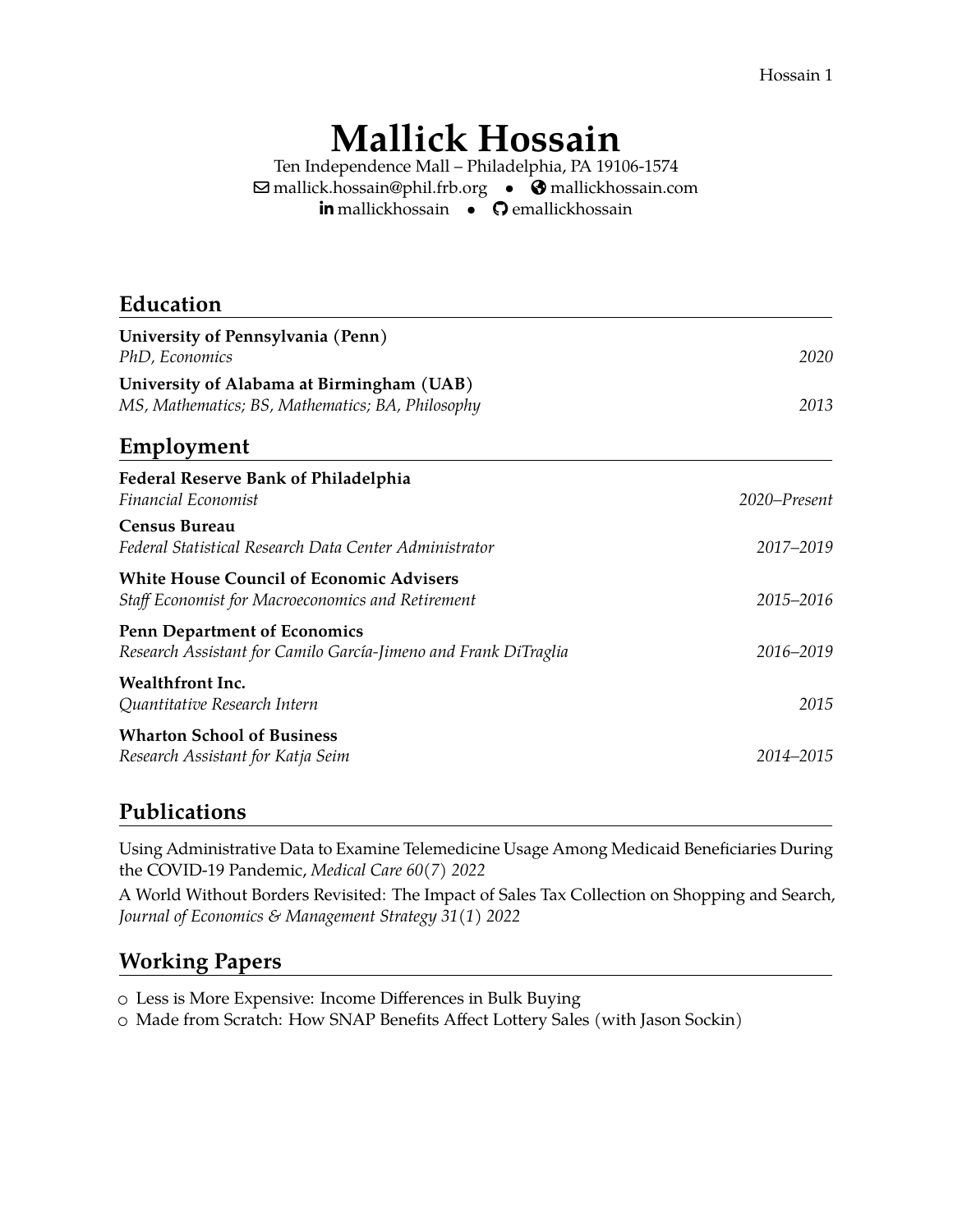# Mallick Hossain

Ten Independence Mall – Philadelphia, PA 19106-1574
mallick.hossain@phil.frb.org • mallickhossain.com
mallickhossain • emallickhossain

## Education

**University of Pennsylvania (Penn)**
*PhD, Economics* — *2020*

**University of Alabama at Birmingham (UAB)**
*MS, Mathematics; BS, Mathematics; BA, Philosophy* — *2013*

## Employment

**Federal Reserve Bank of Philadelphia**
*Financial Economist* — *2020–Present*

**Census Bureau**
*Federal Statistical Research Data Center Administrator* — *2017–2019*

**White House Council of Economic Advisers**
*Staff Economist for Macroeconomics and Retirement* — *2015–2016*

**Penn Department of Economics**
*Research Assistant for Camilo García-Jimeno and Frank DiTraglia* — *2016–2019*

**Wealthfront Inc.**
*Quantitative Research Intern* — *2015*

**Wharton School of Business**
*Research Assistant for Katja Seim* — *2014–2015*

## Publications

Using Administrative Data to Examine Telemedicine Usage Among Medicaid Beneficiaries During the COVID-19 Pandemic, *Medical Care 60(7) 2022*

A World Without Borders Revisited: The Impact of Sales Tax Collection on Shopping and Search, *Journal of Economics & Management Strategy 31(1) 2022*

## Working Papers

- Less is More Expensive: Income Differences in Bulk Buying
- Made from Scratch: How SNAP Benefits Affect Lottery Sales (with Jason Sockin)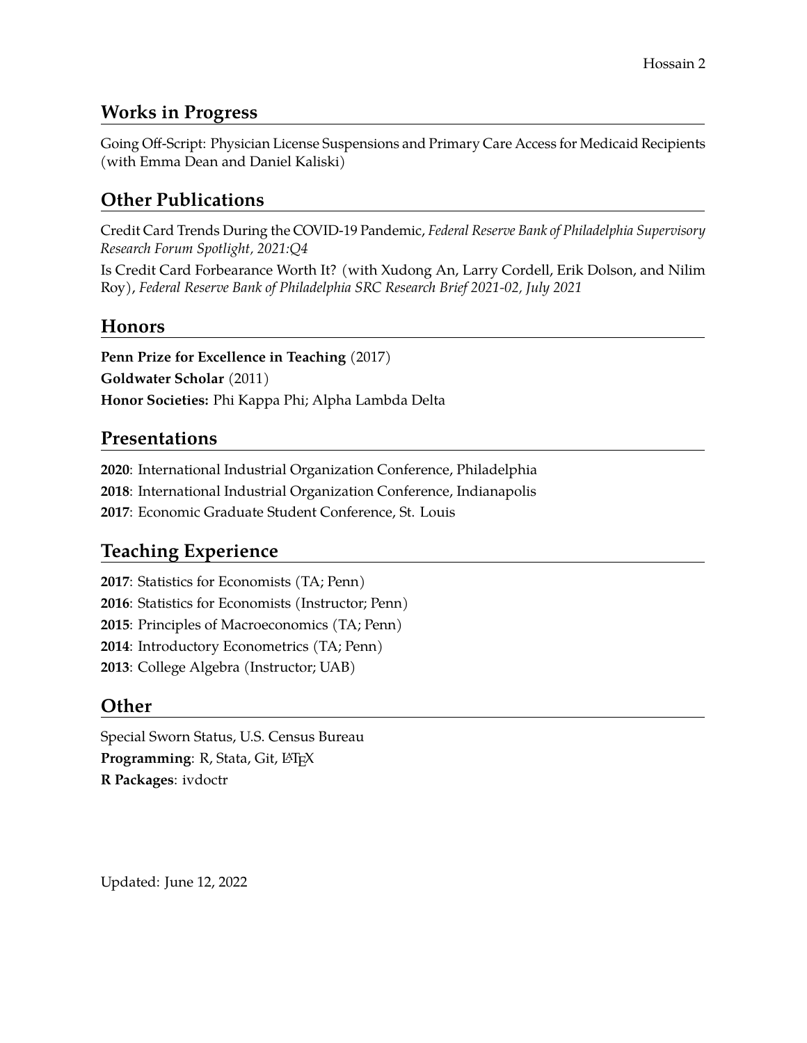## Works in Progress

Going Off-Script: Physician License Suspensions and Primary Care Access for Medicaid Recipients (with Emma Dean and Daniel Kaliski)

## Other Publications

Credit Card Trends During the COVID-19 Pandemic, *Federal Reserve Bank of Philadelphia Supervisory Research Forum Spotlight, 2021:Q4*

Is Credit Card Forbearance Worth It? (with Xudong An, Larry Cordell, Erik Dolson, and Nilim Roy), *Federal Reserve Bank of Philadelphia SRC Research Brief 2021-02, July 2021*

## Honors

**Penn Prize for Excellence in Teaching** (2017)

**Goldwater Scholar** (2011)

**Honor Societies:** Phi Kappa Phi; Alpha Lambda Delta

## Presentations

**2020**: International Industrial Organization Conference, Philadelphia

**2018**: International Industrial Organization Conference, Indianapolis

**2017**: Economic Graduate Student Conference, St. Louis

## Teaching Experience

**2017**: Statistics for Economists (TA; Penn)

**2016**: Statistics for Economists (Instructor; Penn)

**2015**: Principles of Macroeconomics (TA; Penn)

**2014**: Introductory Econometrics (TA; Penn)

**2013**: College Algebra (Instructor; UAB)

## Other

Special Sworn Status, U.S. Census Bureau

**Programming**: R, Stata, Git, LaTeX

**R Packages**: ivdoctr

Updated: June 12, 2022